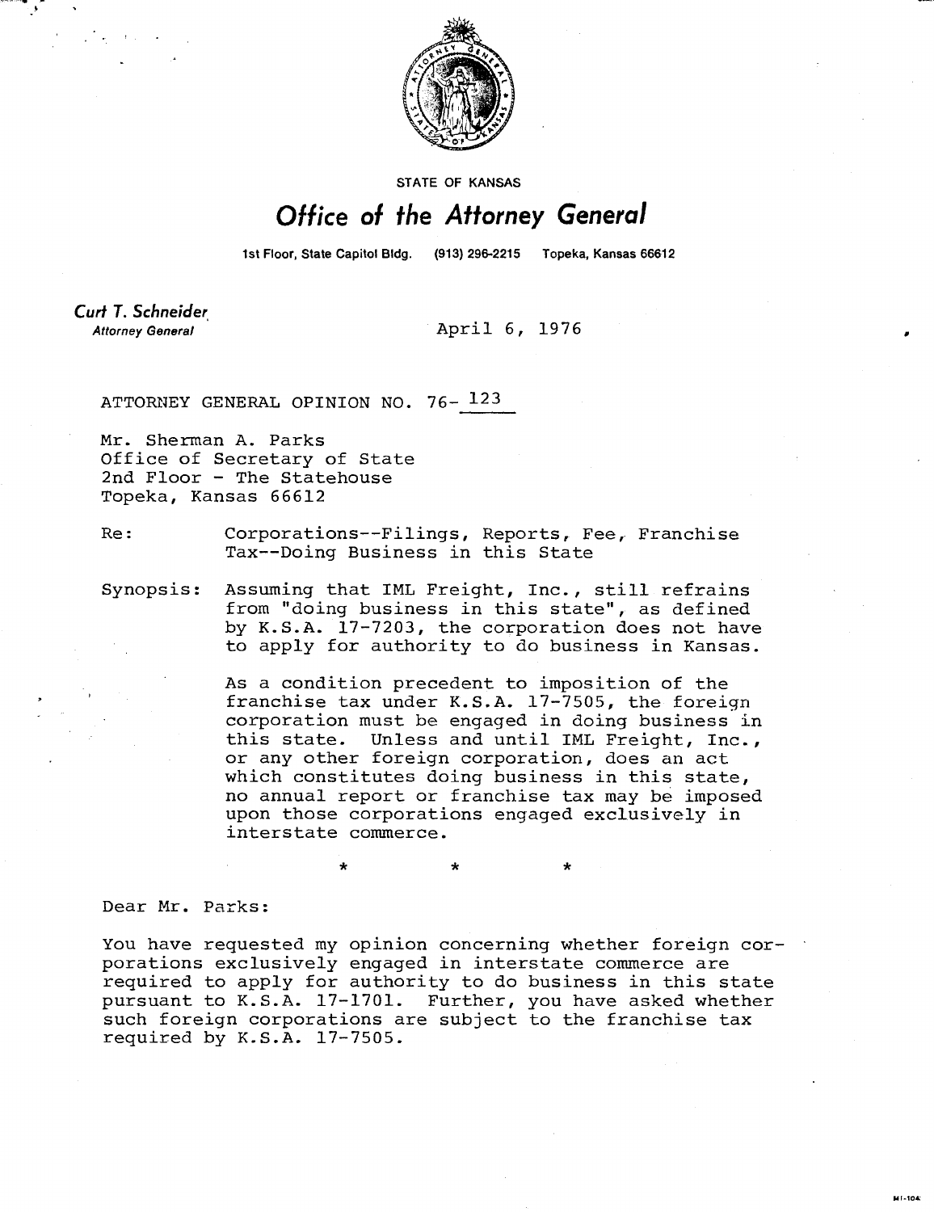STATE OF KANSAS

# Office of the Attorney General

1st Floor, State Capitol Bldg. (913) 296-2215 Topeka, Kansas 66612

**Curt T. Schneider**
*Attorney General*

April 6, 1976

ATTORNEY GENERAL OPINION NO. 76-123

Mr. Sherman A. Parks
Office of Secretary of State
2nd Floor - The Statehouse
Topeka, Kansas 66612

Re: Corporations--Filings, Reports, Fee, Franchise Tax--Doing Business in this State

Synopsis: Assuming that IML Freight, Inc., still refrains from "doing business in this state", as defined by K.S.A. 17-7203, the corporation does not have to apply for authority to do business in Kansas.

As a condition precedent to imposition of the franchise tax under K.S.A. 17-7505, the foreign corporation must be engaged in doing business in this state. Unless and until IML Freight, Inc., or any other foreign corporation, does an act which constitutes doing business in this state, no annual report or franchise tax may be imposed upon those corporations engaged exclusively in interstate commerce.

\* \* \*

Dear Mr. Parks:

You have requested my opinion concerning whether foreign corporations exclusively engaged in interstate commerce are required to apply for authority to do business in this state pursuant to K.S.A. 17-1701. Further, you have asked whether such foreign corporations are subject to the franchise tax required by K.S.A. 17-7505.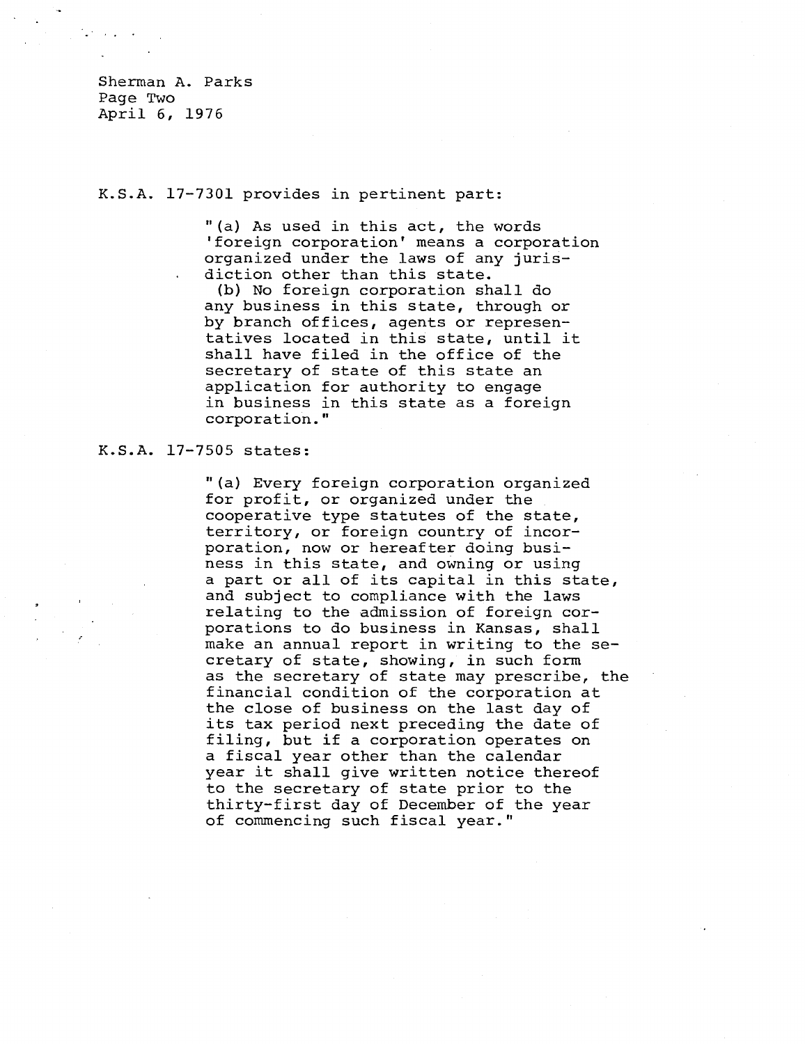K.S.A. 17-7301 provides in pertinent part:

> "(a) As used in this act, the words 'foreign corporation' means a corporation organized under the laws of any jurisdiction other than this state.
> (b) No foreign corporation shall do any business in this state, through or by branch offices, agents or representatives located in this state, until it shall have filed in the office of the secretary of state of this state an application for authority to engage in business in this state as a foreign corporation."

K.S.A. 17-7505 states:

> "(a) Every foreign corporation organized for profit, or organized under the cooperative type statutes of the state, territory, or foreign country of incorporation, now or hereafter doing business in this state, and owning or using a part or all of its capital in this state, and subject to compliance with the laws relating to the admission of foreign corporations to do business in Kansas, shall make an annual report in writing to the secretary of state, showing, in such form as the secretary of state may prescribe, the financial condition of the corporation at the close of business on the last day of its tax period next preceding the date of filing, but if a corporation operates on a fiscal year other than the calendar year it shall give written notice thereof to the secretary of state prior to the thirty-first day of December of the year of commencing such fiscal year."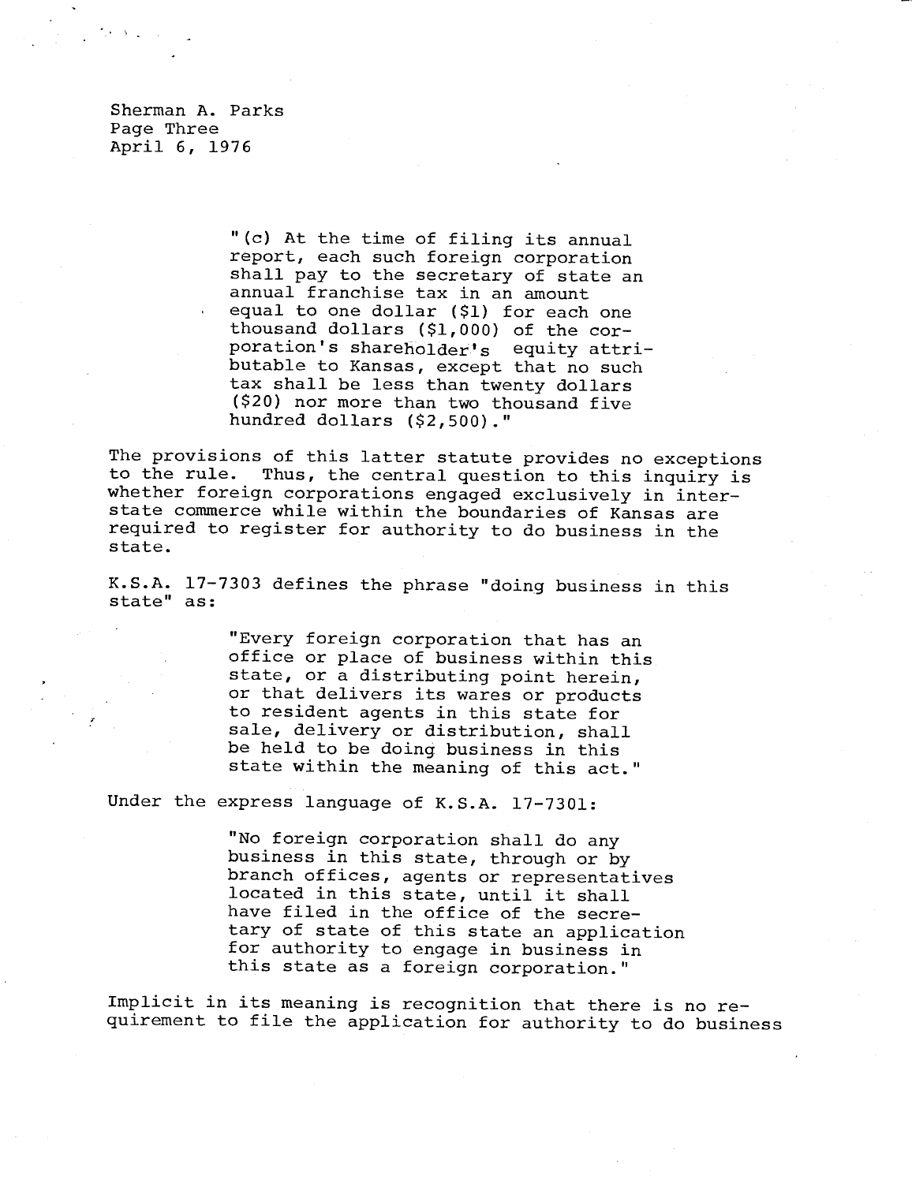Sherman A. Parks
Page Three
April 6, 1976

> "(c) At the time of filing its annual report, each such foreign corporation shall pay to the secretary of state an annual franchise tax in an amount equal to one dollar ($1) for each one thousand dollars ($1,000) of the corporation's shareholder's equity attributable to Kansas, except that no such tax shall be less than twenty dollars ($20) nor more than two thousand five hundred dollars ($2,500)."

The provisions of this latter statute provides no exceptions to the rule. Thus, the central question to this inquiry is whether foreign corporations engaged exclusively in interstate commerce while within the boundaries of Kansas are required to register for authority to do business in the state.

K.S.A. 17-7303 defines the phrase "doing business in this state" as:

> "Every foreign corporation that has an office or place of business within this state, or a distributing point herein, or that delivers its wares or products to resident agents in this state for sale, delivery or distribution, shall be held to be doing business in this state within the meaning of this act."

Under the express language of K.S.A. 17-7301:

> "No foreign corporation shall do any business in this state, through or by branch offices, agents or representatives located in this state, until it shall have filed in the office of the secretary of state of this state an application for authority to engage in business in this state as a foreign corporation."

Implicit in its meaning is recognition that there is no requirement to file the application for authority to do business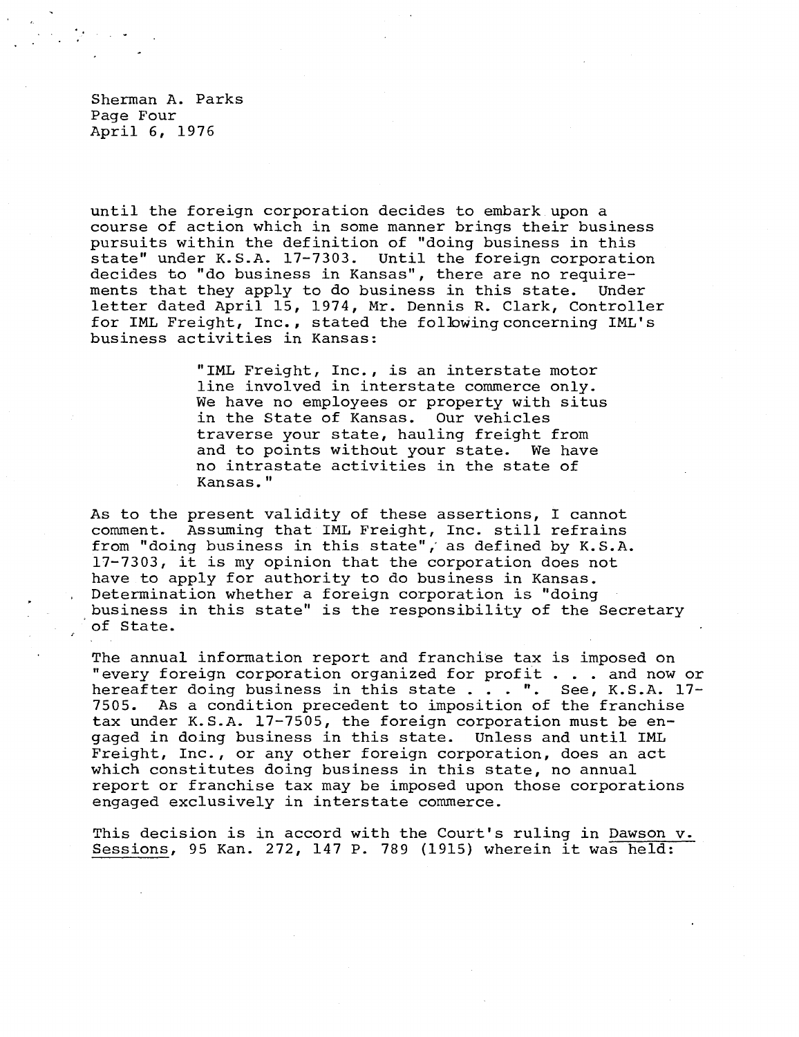until the foreign corporation decides to embark upon a course of action which in some manner brings their business pursuits within the definition of "doing business in this state" under K.S.A. 17-7303. Until the foreign corporation decides to "do business in Kansas", there are no requirements that they apply to do business in this state. Under letter dated April 15, 1974, Mr. Dennis R. Clark, Controller for IML Freight, Inc., stated the following concerning IML's business activities in Kansas:

> "IML Freight, Inc., is an interstate motor line involved in interstate commerce only. We have no employees or property with situs in the State of Kansas. Our vehicles traverse your state, hauling freight from and to points without your state. We have no intrastate activities in the state of Kansas."

As to the present validity of these assertions, I cannot comment. Assuming that IML Freight, Inc. still refrains from "doing business in this state", as defined by K.S.A. 17-7303, it is my opinion that the corporation does not have to apply for authority to do business in Kansas. Determination whether a foreign corporation is "doing business in this state" is the responsibility of the Secretary of State.

The annual information report and franchise tax is imposed on "every foreign corporation organized for profit . . . and now or hereafter doing business in this state . . . ". See, K.S.A. 17-7505. As a condition precedent to imposition of the franchise tax under K.S.A. 17-7505, the foreign corporation must be engaged in doing business in this state. Unless and until IML Freight, Inc., or any other foreign corporation, does an act which constitutes doing business in this state, no annual report or franchise tax may be imposed upon those corporations engaged exclusively in interstate commerce.

This decision is in accord with the Court's ruling in Dawson v. Sessions, 95 Kan. 272, 147 P. 789 (1915) wherein it was held: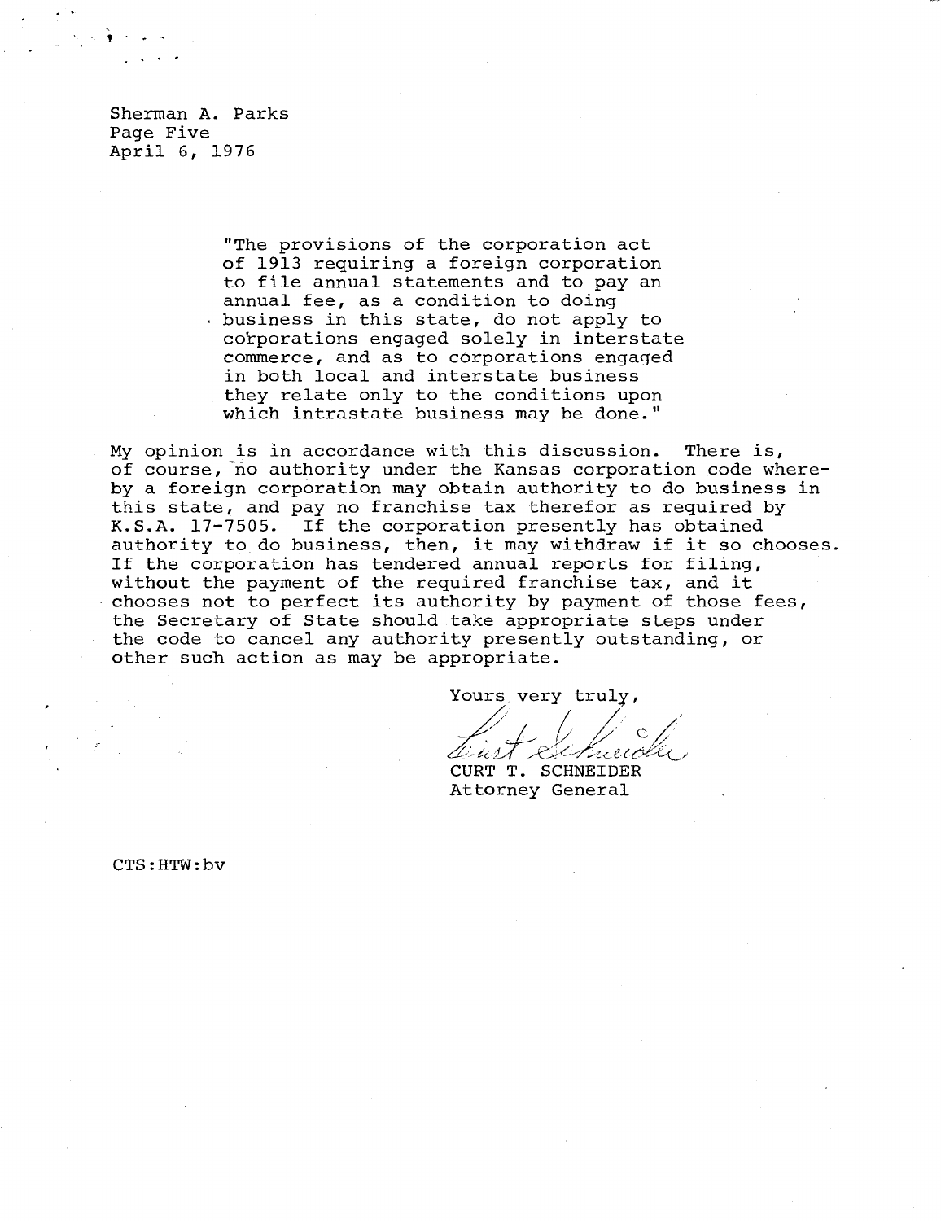Sherman A. Parks
Page Five
April 6, 1976

> "The provisions of the corporation act of 1913 requiring a foreign corporation to file annual statements and to pay an annual fee, as a condition to doing business in this state, do not apply to corporations engaged solely in interstate commerce, and as to corporations engaged in both local and interstate business they relate only to the conditions upon which intrastate business may be done."

My opinion is in accordance with this discussion. There is, of course, no authority under the Kansas corporation code whereby a foreign corporation may obtain authority to do business in this state, and pay no franchise tax therefor as required by K.S.A. 17-7505. If the corporation presently has obtained authority to do business, then, it may withdraw if it so chooses. If the corporation has tendered annual reports for filing, without the payment of the required franchise tax, and it chooses not to perfect its authority by payment of those fees, the Secretary of State should take appropriate steps under the code to cancel any authority presently outstanding, or other such action as may be appropriate.

Yours very truly,

Curt Schneider

CURT T. SCHNEIDER
Attorney General

CTS:HTW:bv